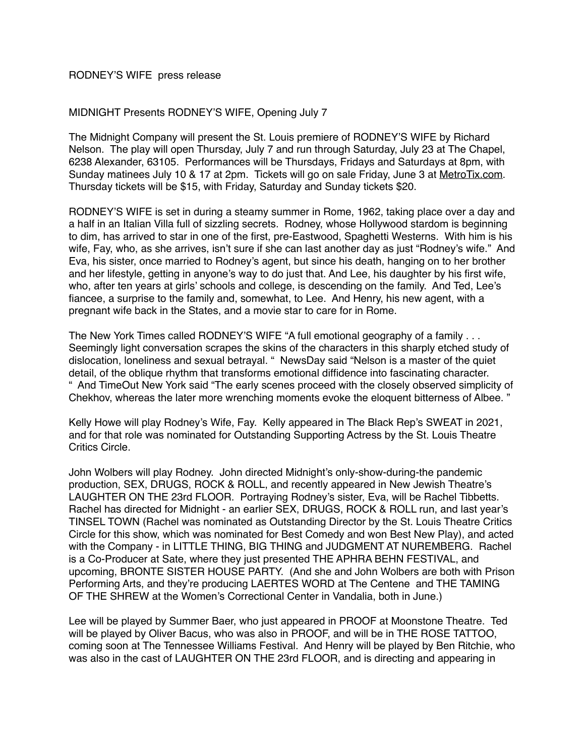RODNEY'S WIFE press release

MIDNIGHT Presents RODNEY'S WIFE, Opening July 7

The Midnight Company will present the St. Louis premiere of RODNEY'S WIFE by Richard Nelson. The play will open Thursday, July 7 and run through Saturday, July 23 at The Chapel, 6238 Alexander, 63105. Performances will be Thursdays, Fridays and Saturdays at 8pm, with Sunday matinees July 10 & 17 at 2pm. Tickets will go on sale Friday, June 3 at MetroTix.com. Thursday tickets will be $15, with Friday, Saturday and Sunday tickets $20.

RODNEY'S WIFE is set in during a steamy summer in Rome, 1962, taking place over a day and a half in an Italian Villa full of sizzling secrets. Rodney, whose Hollywood stardom is beginning to dim, has arrived to star in one of the first, pre-Eastwood, Spaghetti Westerns. With him is his wife, Fay, who, as she arrives, isn't sure if she can last another day as just "Rodney's wife." And Eva, his sister, once married to Rodney's agent, but since his death, hanging on to her brother and her lifestyle, getting in anyone's way to do just that. And Lee, his daughter by his first wife, who, after ten years at girls' schools and college, is descending on the family. And Ted, Lee's fiancee, a surprise to the family and, somewhat, to Lee. And Henry, his new agent, with a pregnant wife back in the States, and a movie star to care for in Rome.

The New York Times called RODNEY'S WIFE "A full emotional geography of a family . . . Seemingly light conversation scrapes the skins of the characters in this sharply etched study of dislocation, loneliness and sexual betrayal. " NewsDay said "Nelson is a master of the quiet detail, of the oblique rhythm that transforms emotional diffidence into fascinating character. " And TimeOut New York said "The early scenes proceed with the closely observed simplicity of Chekhov, whereas the later more wrenching moments evoke the eloquent bitterness of Albee. "

Kelly Howe will play Rodney's Wife, Fay. Kelly appeared in The Black Rep's SWEAT in 2021, and for that role was nominated for Outstanding Supporting Actress by the St. Louis Theatre Critics Circle.

John Wolbers will play Rodney. John directed Midnight's only-show-during-the pandemic production, SEX, DRUGS, ROCK & ROLL, and recently appeared in New Jewish Theatre's LAUGHTER ON THE 23rd FLOOR. Portraying Rodney's sister, Eva, will be Rachel Tibbetts. Rachel has directed for Midnight - an earlier SEX, DRUGS, ROCK & ROLL run, and last year's TINSEL TOWN (Rachel was nominated as Outstanding Director by the St. Louis Theatre Critics Circle for this show, which was nominated for Best Comedy and won Best New Play), and acted with the Company - in LITTLE THING, BIG THING and JUDGMENT AT NUREMBERG. Rachel is a Co-Producer at Sate, where they just presented THE APHRA BEHN FESTIVAL, and upcoming, BRONTE SISTER HOUSE PARTY. (And she and John Wolbers are both with Prison Performing Arts, and they're producing LAERTES WORD at The Centene and THE TAMING OF THE SHREW at the Women's Correctional Center in Vandalia, both in June.)

Lee will be played by Summer Baer, who just appeared in PROOF at Moonstone Theatre. Ted will be played by Oliver Bacus, who was also in PROOF, and will be in THE ROSE TATTOO, coming soon at The Tennessee Williams Festival. And Henry will be played by Ben Ritchie, who was also in the cast of LAUGHTER ON THE 23rd FLOOR, and is directing and appearing in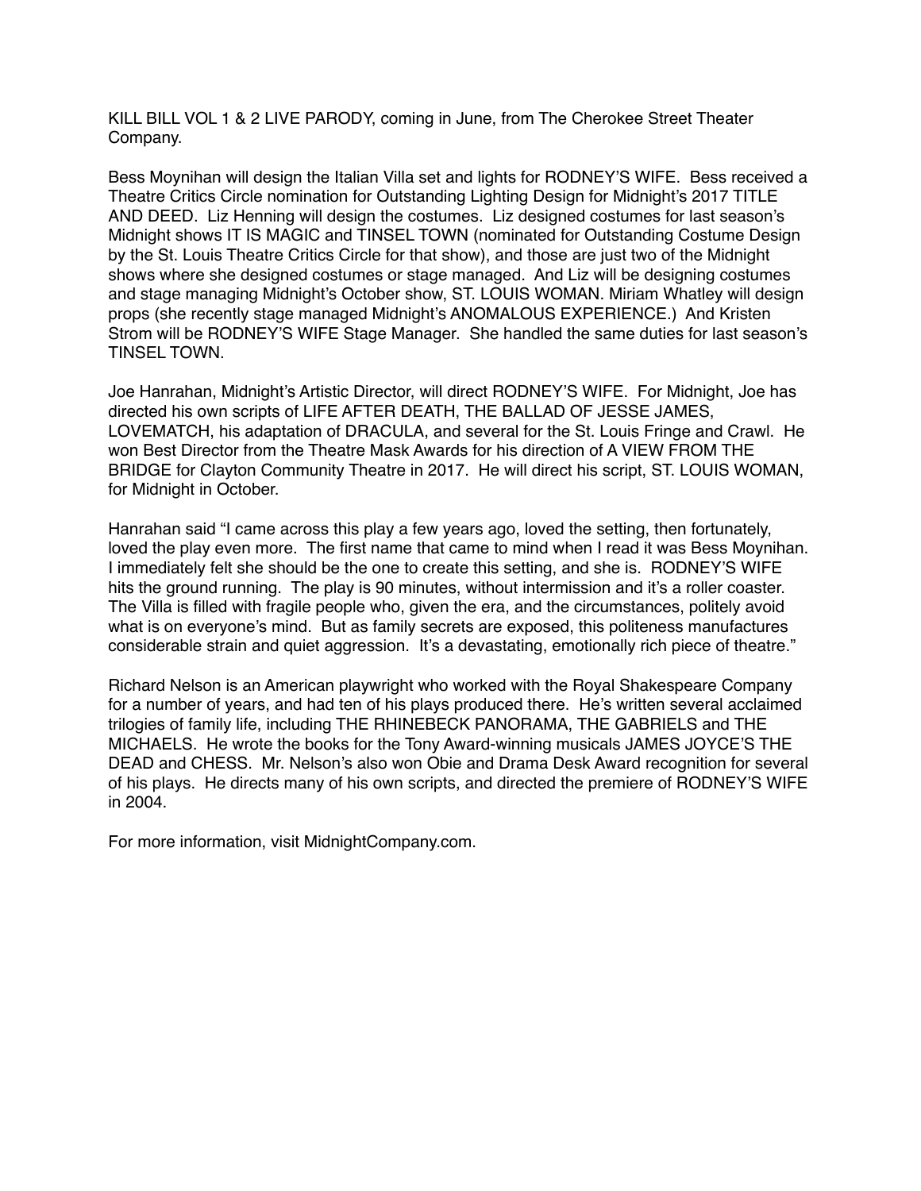KILL BILL VOL 1 & 2 LIVE PARODY, coming in June, from The Cherokee Street Theater Company.

Bess Moynihan will design the Italian Villa set and lights for RODNEY'S WIFE. Bess received a Theatre Critics Circle nomination for Outstanding Lighting Design for Midnight's 2017 TITLE AND DEED. Liz Henning will design the costumes. Liz designed costumes for last season's Midnight shows IT IS MAGIC and TINSEL TOWN (nominated for Outstanding Costume Design by the St. Louis Theatre Critics Circle for that show), and those are just two of the Midnight shows where she designed costumes or stage managed. And Liz will be designing costumes and stage managing Midnight's October show, ST. LOUIS WOMAN. Miriam Whatley will design props (she recently stage managed Midnight's ANOMALOUS EXPERIENCE.) And Kristen Strom will be RODNEY'S WIFE Stage Manager. She handled the same duties for last season's TINSEL TOWN.

Joe Hanrahan, Midnight's Artistic Director, will direct RODNEY'S WIFE. For Midnight, Joe has directed his own scripts of LIFE AFTER DEATH, THE BALLAD OF JESSE JAMES, LOVEMATCH, his adaptation of DRACULA, and several for the St. Louis Fringe and Crawl. He won Best Director from the Theatre Mask Awards for his direction of A VIEW FROM THE BRIDGE for Clayton Community Theatre in 2017. He will direct his script, ST. LOUIS WOMAN, for Midnight in October.

Hanrahan said "I came across this play a few years ago, loved the setting, then fortunately, loved the play even more. The first name that came to mind when I read it was Bess Moynihan. I immediately felt she should be the one to create this setting, and she is. RODNEY'S WIFE hits the ground running. The play is 90 minutes, without intermission and it's a roller coaster. The Villa is filled with fragile people who, given the era, and the circumstances, politely avoid what is on everyone's mind. But as family secrets are exposed, this politeness manufactures considerable strain and quiet aggression. It's a devastating, emotionally rich piece of theatre."

Richard Nelson is an American playwright who worked with the Royal Shakespeare Company for a number of years, and had ten of his plays produced there. He's written several acclaimed trilogies of family life, including THE RHINEBECK PANORAMA, THE GABRIELS and THE MICHAELS. He wrote the books for the Tony Award-winning musicals JAMES JOYCE'S THE DEAD and CHESS. Mr. Nelson's also won Obie and Drama Desk Award recognition for several of his plays. He directs many of his own scripts, and directed the premiere of RODNEY'S WIFE in 2004.

For more information, visit MidnightCompany.com.